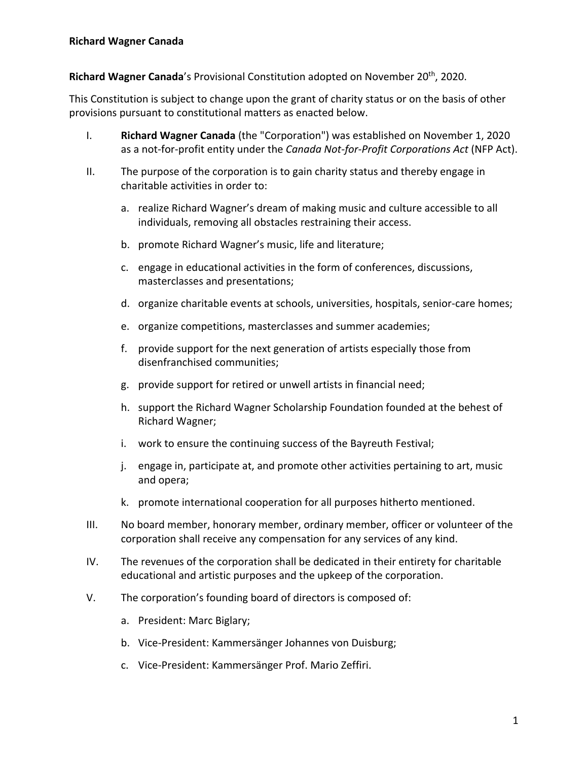**Richard Wagner Canada**

**Richard Wagner Canada**'s Provisional Constitution adopted on November 20th, 2020.

This Constitution is subject to change upon the grant of charity status or on the basis of other provisions pursuant to constitutional matters as enacted below.

I. **Richard Wagner Canada** (the "Corporation") was established on November 1, 2020 as a not-for-profit entity under the *Canada Not-for-Profit Corporations Act* (NFP Act).

II. The purpose of the corporation is to gain charity status and thereby engage in charitable activities in order to:

   a. realize Richard Wagner's dream of making music and culture accessible to all individuals, removing all obstacles restraining their access.

   b. promote Richard Wagner's music, life and literature;

   c. engage in educational activities in the form of conferences, discussions, masterclasses and presentations;

   d. organize charitable events at schools, universities, hospitals, senior-care homes;

   e. organize competitions, masterclasses and summer academies;

   f. provide support for the next generation of artists especially those from disenfranchised communities;

   g. provide support for retired or unwell artists in financial need;

   h. support the Richard Wagner Scholarship Foundation founded at the behest of Richard Wagner;

   i. work to ensure the continuing success of the Bayreuth Festival;

   j. engage in, participate at, and promote other activities pertaining to art, music and opera;

   k. promote international cooperation for all purposes hitherto mentioned.

III. No board member, honorary member, ordinary member, officer or volunteer of the corporation shall receive any compensation for any services of any kind.

IV. The revenues of the corporation shall be dedicated in their entirety for charitable educational and artistic purposes and the upkeep of the corporation.

V. The corporation's founding board of directors is composed of:

   a. President: Marc Biglary;

   b. Vice-President: Kammersänger Johannes von Duisburg;

   c. Vice-President: Kammersänger Prof. Mario Zeffiri.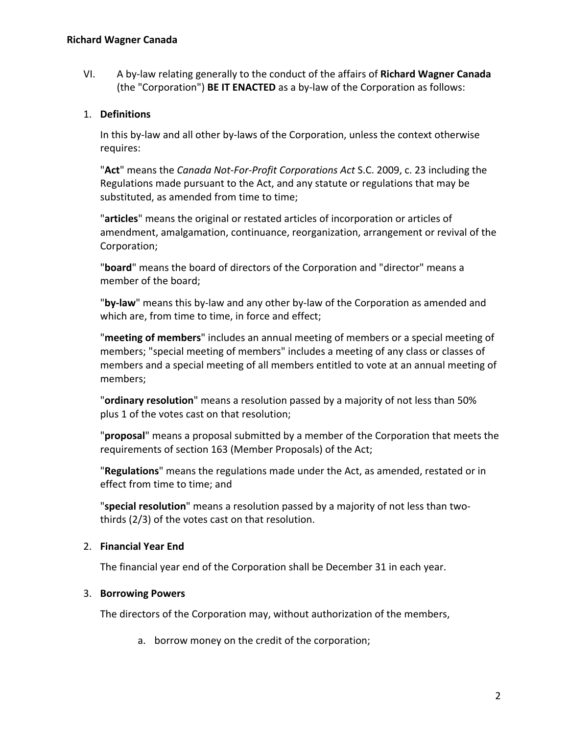VI. A by-law relating generally to the conduct of the affairs of **Richard Wagner Canada** (the "Corporation") **BE IT ENACTED** as a by-law of the Corporation as follows:

1. **Definitions**

   In this by-law and all other by-laws of the Corporation, unless the context otherwise requires:

   "**Act**" means the *Canada Not-For-Profit Corporations Act* S.C. 2009, c. 23 including the Regulations made pursuant to the Act, and any statute or regulations that may be substituted, as amended from time to time;

   "**articles**" means the original or restated articles of incorporation or articles of amendment, amalgamation, continuance, reorganization, arrangement or revival of the Corporation;

   "**board**" means the board of directors of the Corporation and "director" means a member of the board;

   "**by-law**" means this by-law and any other by-law of the Corporation as amended and which are, from time to time, in force and effect;

   "**meeting of members**" includes an annual meeting of members or a special meeting of members; "special meeting of members" includes a meeting of any class or classes of members and a special meeting of all members entitled to vote at an annual meeting of members;

   "**ordinary resolution**" means a resolution passed by a majority of not less than 50% plus 1 of the votes cast on that resolution;

   "**proposal**" means a proposal submitted by a member of the Corporation that meets the requirements of section 163 (Member Proposals) of the Act;

   "**Regulations**" means the regulations made under the Act, as amended, restated or in effect from time to time; and

   "**special resolution**" means a resolution passed by a majority of not less than two-thirds (2/3) of the votes cast on that resolution.

2. **Financial Year End**

   The financial year end of the Corporation shall be December 31 in each year.

3. **Borrowing Powers**

   The directors of the Corporation may, without authorization of the members,

   a. borrow money on the credit of the corporation;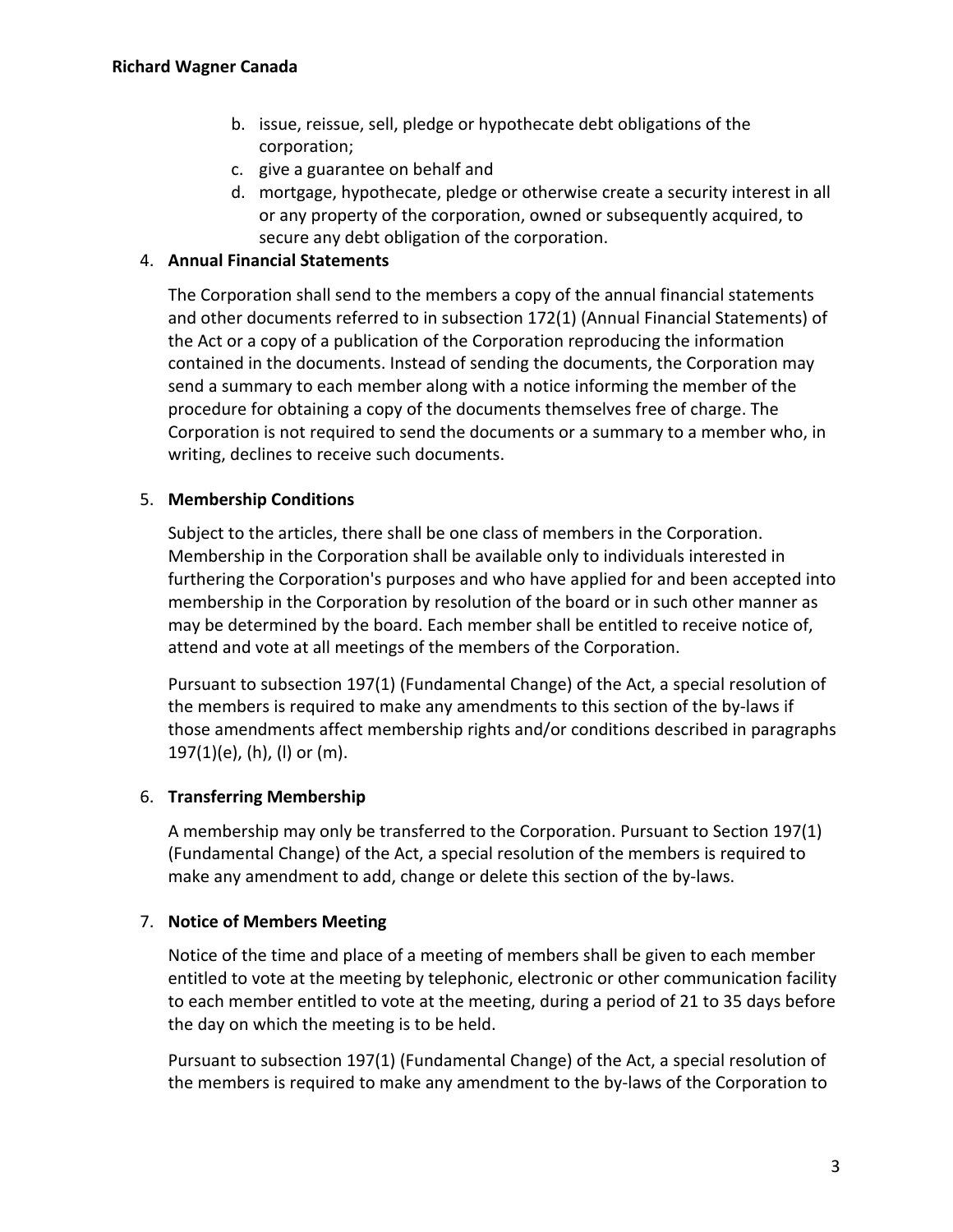b. issue, reissue, sell, pledge or hypothecate debt obligations of the corporation;
   c. give a guarantee on behalf and
   d. mortgage, hypothecate, pledge or otherwise create a security interest in all or any property of the corporation, owned or subsequently acquired, to secure any debt obligation of the corporation.

4. **Annual Financial Statements**

   The Corporation shall send to the members a copy of the annual financial statements and other documents referred to in subsection 172(1) (Annual Financial Statements) of the Act or a copy of a publication of the Corporation reproducing the information contained in the documents. Instead of sending the documents, the Corporation may send a summary to each member along with a notice informing the member of the procedure for obtaining a copy of the documents themselves free of charge. The Corporation is not required to send the documents or a summary to a member who, in writing, declines to receive such documents.

5. **Membership Conditions**

   Subject to the articles, there shall be one class of members in the Corporation. Membership in the Corporation shall be available only to individuals interested in furthering the Corporation's purposes and who have applied for and been accepted into membership in the Corporation by resolution of the board or in such other manner as may be determined by the board. Each member shall be entitled to receive notice of, attend and vote at all meetings of the members of the Corporation.

   Pursuant to subsection 197(1) (Fundamental Change) of the Act, a special resolution of the members is required to make any amendments to this section of the by-laws if those amendments affect membership rights and/or conditions described in paragraphs 197(1)(e), (h), (l) or (m).

6. **Transferring Membership**

   A membership may only be transferred to the Corporation. Pursuant to Section 197(1) (Fundamental Change) of the Act, a special resolution of the members is required to make any amendment to add, change or delete this section of the by-laws.

7. **Notice of Members Meeting**

   Notice of the time and place of a meeting of members shall be given to each member entitled to vote at the meeting by telephonic, electronic or other communication facility to each member entitled to vote at the meeting, during a period of 21 to 35 days before the day on which the meeting is to be held.

   Pursuant to subsection 197(1) (Fundamental Change) of the Act, a special resolution of the members is required to make any amendment to the by-laws of the Corporation to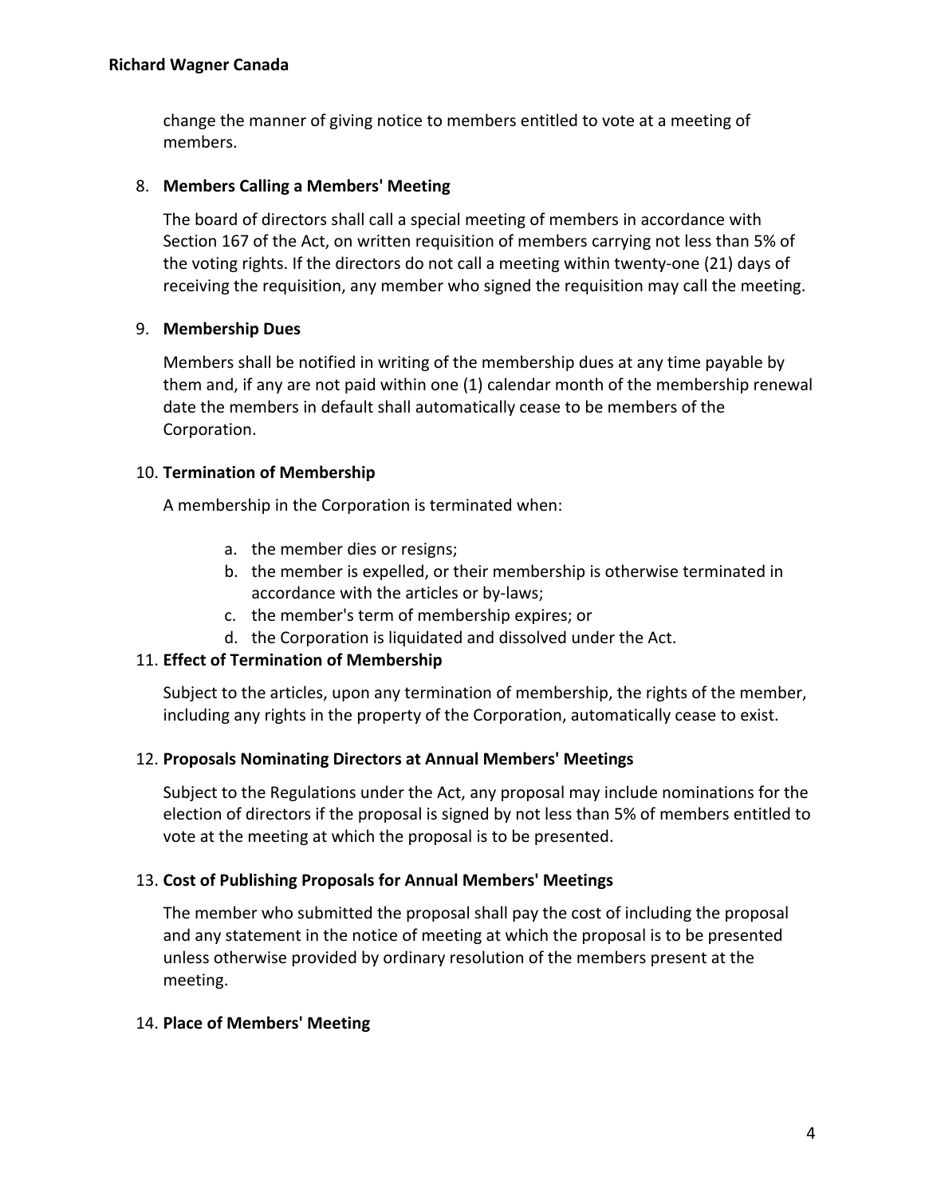change the manner of giving notice to members entitled to vote at a meeting of members.

8. **Members Calling a Members' Meeting**

   The board of directors shall call a special meeting of members in accordance with Section 167 of the Act, on written requisition of members carrying not less than 5% of the voting rights. If the directors do not call a meeting within twenty-one (21) days of receiving the requisition, any member who signed the requisition may call the meeting.

9. **Membership Dues**

   Members shall be notified in writing of the membership dues at any time payable by them and, if any are not paid within one (1) calendar month of the membership renewal date the members in default shall automatically cease to be members of the Corporation.

10. **Termination of Membership**

    A membership in the Corporation is terminated when:

    a. the member dies or resigns;
    b. the member is expelled, or their membership is otherwise terminated in accordance with the articles or by-laws;
    c. the member's term of membership expires; or
    d. the Corporation is liquidated and dissolved under the Act.

11. **Effect of Termination of Membership**

    Subject to the articles, upon any termination of membership, the rights of the member, including any rights in the property of the Corporation, automatically cease to exist.

12. **Proposals Nominating Directors at Annual Members' Meetings**

    Subject to the Regulations under the Act, any proposal may include nominations for the election of directors if the proposal is signed by not less than 5% of members entitled to vote at the meeting at which the proposal is to be presented.

13. **Cost of Publishing Proposals for Annual Members' Meetings**

    The member who submitted the proposal shall pay the cost of including the proposal and any statement in the notice of meeting at which the proposal is to be presented unless otherwise provided by ordinary resolution of the members present at the meeting.

14. **Place of Members' Meeting**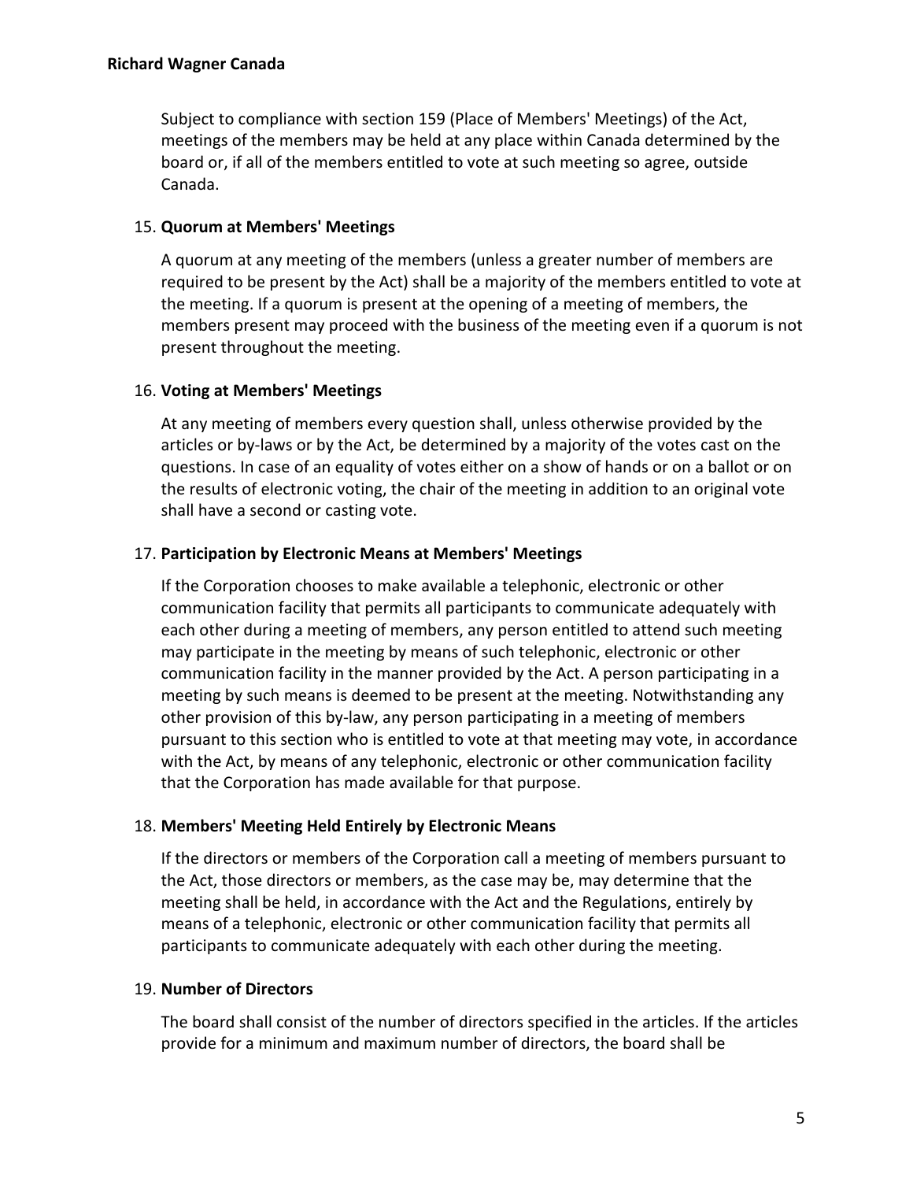Subject to compliance with section 159 (Place of Members' Meetings) of the Act, meetings of the members may be held at any place within Canada determined by the board or, if all of the members entitled to vote at such meeting so agree, outside Canada.

15. **Quorum at Members' Meetings**

A quorum at any meeting of the members (unless a greater number of members are required to be present by the Act) shall be a majority of the members entitled to vote at the meeting. If a quorum is present at the opening of a meeting of members, the members present may proceed with the business of the meeting even if a quorum is not present throughout the meeting.

16. **Voting at Members' Meetings**

At any meeting of members every question shall, unless otherwise provided by the articles or by-laws or by the Act, be determined by a majority of the votes cast on the questions. In case of an equality of votes either on a show of hands or on a ballot or on the results of electronic voting, the chair of the meeting in addition to an original vote shall have a second or casting vote.

17. **Participation by Electronic Means at Members' Meetings**

If the Corporation chooses to make available a telephonic, electronic or other communication facility that permits all participants to communicate adequately with each other during a meeting of members, any person entitled to attend such meeting may participate in the meeting by means of such telephonic, electronic or other communication facility in the manner provided by the Act. A person participating in a meeting by such means is deemed to be present at the meeting. Notwithstanding any other provision of this by-law, any person participating in a meeting of members pursuant to this section who is entitled to vote at that meeting may vote, in accordance with the Act, by means of any telephonic, electronic or other communication facility that the Corporation has made available for that purpose.

18. **Members' Meeting Held Entirely by Electronic Means**

If the directors or members of the Corporation call a meeting of members pursuant to the Act, those directors or members, as the case may be, may determine that the meeting shall be held, in accordance with the Act and the Regulations, entirely by means of a telephonic, electronic or other communication facility that permits all participants to communicate adequately with each other during the meeting.

19. **Number of Directors**

The board shall consist of the number of directors specified in the articles. If the articles provide for a minimum and maximum number of directors, the board shall be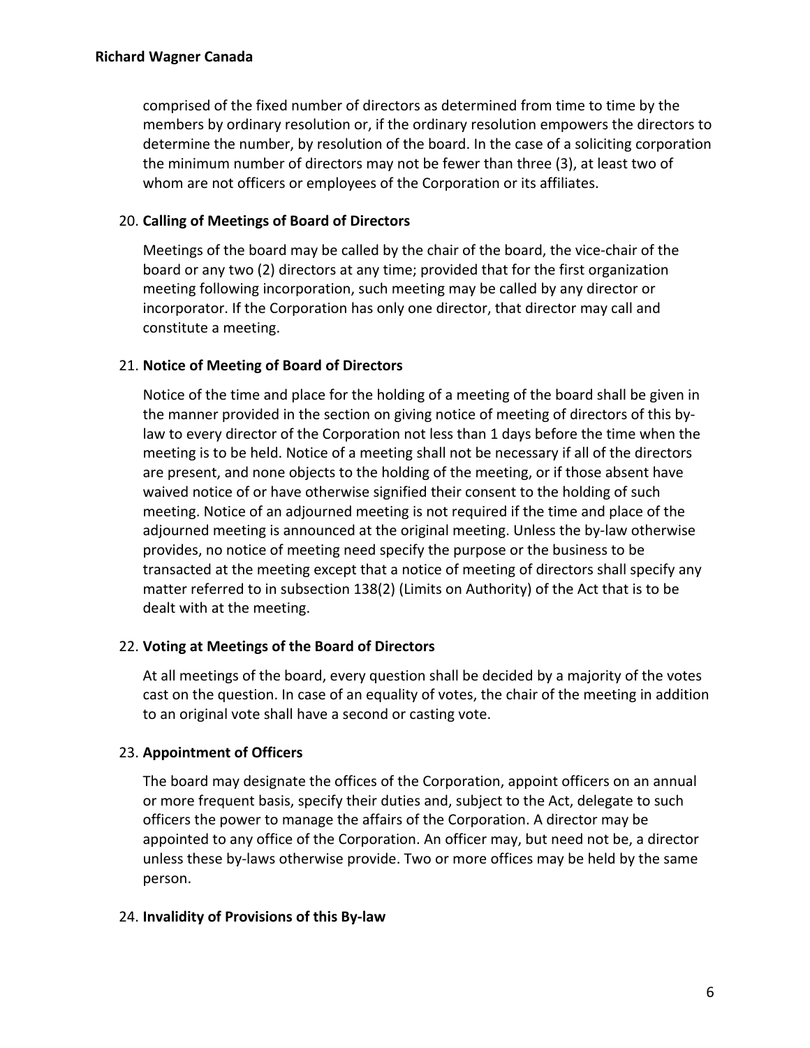comprised of the fixed number of directors as determined from time to time by the members by ordinary resolution or, if the ordinary resolution empowers the directors to determine the number, by resolution of the board. In the case of a soliciting corporation the minimum number of directors may not be fewer than three (3), at least two of whom are not officers or employees of the Corporation or its affiliates.

20. **Calling of Meetings of Board of Directors**

Meetings of the board may be called by the chair of the board, the vice-chair of the board or any two (2) directors at any time; provided that for the first organization meeting following incorporation, such meeting may be called by any director or incorporator. If the Corporation has only one director, that director may call and constitute a meeting.

21. **Notice of Meeting of Board of Directors**

Notice of the time and place for the holding of a meeting of the board shall be given in the manner provided in the section on giving notice of meeting of directors of this by-law to every director of the Corporation not less than 1 days before the time when the meeting is to be held. Notice of a meeting shall not be necessary if all of the directors are present, and none objects to the holding of the meeting, or if those absent have waived notice of or have otherwise signified their consent to the holding of such meeting. Notice of an adjourned meeting is not required if the time and place of the adjourned meeting is announced at the original meeting. Unless the by-law otherwise provides, no notice of meeting need specify the purpose or the business to be transacted at the meeting except that a notice of meeting of directors shall specify any matter referred to in subsection 138(2) (Limits on Authority) of the Act that is to be dealt with at the meeting.

22. **Voting at Meetings of the Board of Directors**

At all meetings of the board, every question shall be decided by a majority of the votes cast on the question. In case of an equality of votes, the chair of the meeting in addition to an original vote shall have a second or casting vote.

23. **Appointment of Officers**

The board may designate the offices of the Corporation, appoint officers on an annual or more frequent basis, specify their duties and, subject to the Act, delegate to such officers the power to manage the affairs of the Corporation. A director may be appointed to any office of the Corporation. An officer may, but need not be, a director unless these by-laws otherwise provide. Two or more offices may be held by the same person.

24. **Invalidity of Provisions of this By-law**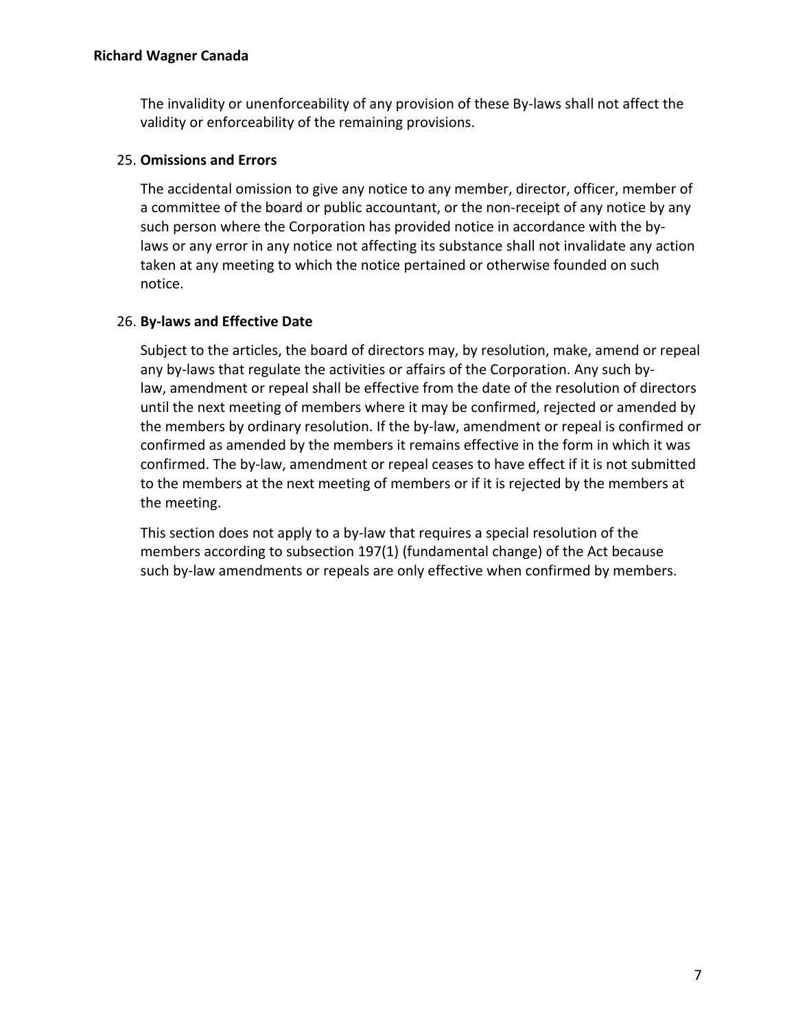The invalidity or unenforceability of any provision of these By-laws shall not affect the validity or enforceability of the remaining provisions.

25. **Omissions and Errors**

The accidental omission to give any notice to any member, director, officer, member of a committee of the board or public accountant, or the non-receipt of any notice by any such person where the Corporation has provided notice in accordance with the by-laws or any error in any notice not affecting its substance shall not invalidate any action taken at any meeting to which the notice pertained or otherwise founded on such notice.

26. **By-laws and Effective Date**

Subject to the articles, the board of directors may, by resolution, make, amend or repeal any by-laws that regulate the activities or affairs of the Corporation. Any such by-law, amendment or repeal shall be effective from the date of the resolution of directors until the next meeting of members where it may be confirmed, rejected or amended by the members by ordinary resolution. If the by-law, amendment or repeal is confirmed or confirmed as amended by the members it remains effective in the form in which it was confirmed. The by-law, amendment or repeal ceases to have effect if it is not submitted to the members at the next meeting of members or if it is rejected by the members at the meeting.

This section does not apply to a by-law that requires a special resolution of the members according to subsection 197(1) (fundamental change) of the Act because such by-law amendments or repeals are only effective when confirmed by members.